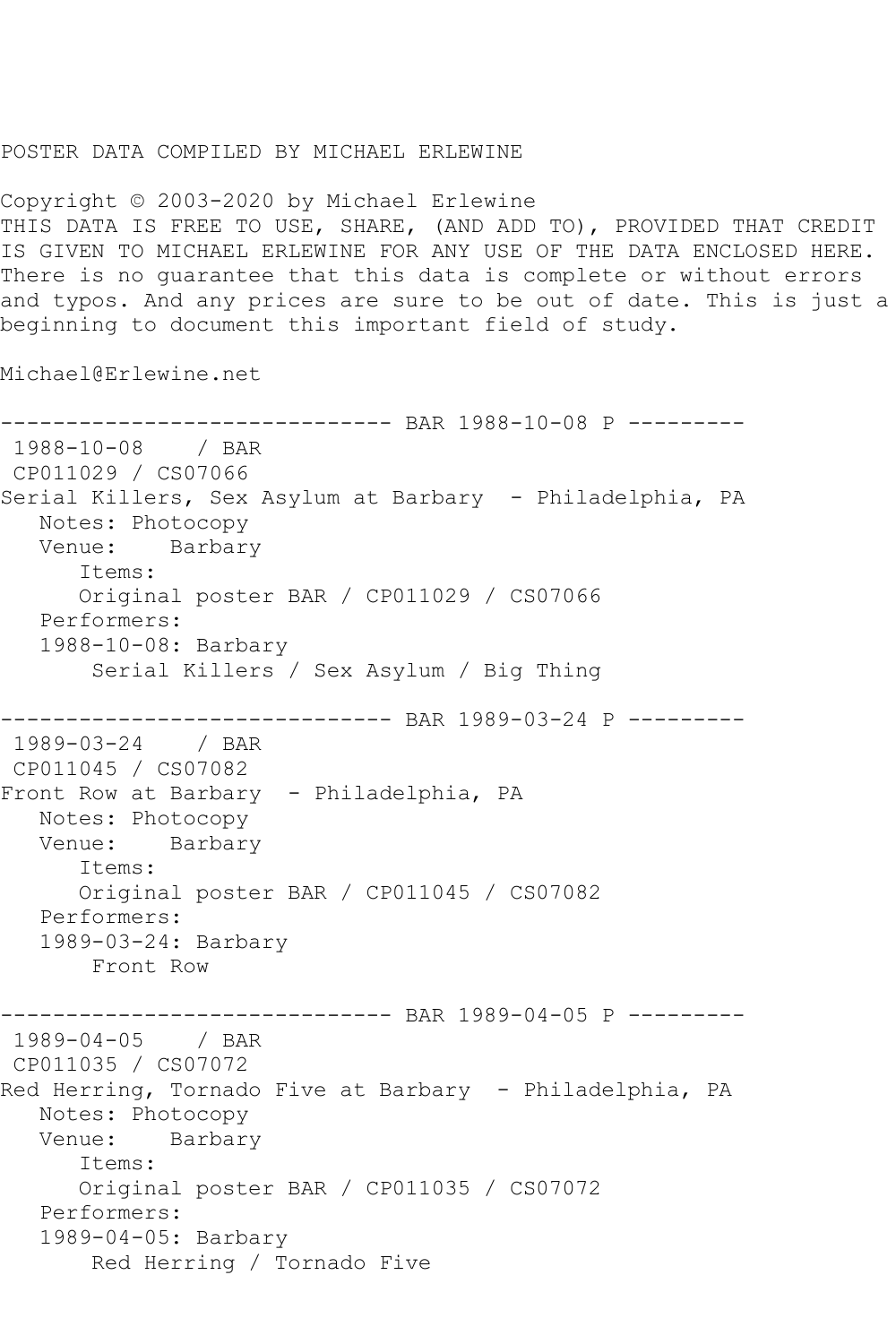POSTER DATA COMPILED BY MICHAEL ERLEWINE

Copyright © 2003-2020 by Michael Erlewine
THIS DATA IS FREE TO USE, SHARE, (AND ADD TO), PROVIDED THAT CREDIT IS GIVEN TO MICHAEL ERLEWINE FOR ANY USE OF THE DATA ENCLOSED HERE. There is no guarantee that this data is complete or without errors and typos. And any prices are sure to be out of date. This is just a beginning to document this important field of study.

Michael@Erlewine.net

```
------------------------------ BAR 1988-10-08 P ---------
 1988-10-08    / BAR
 CP011029 / CS07066
Serial Killers, Sex Asylum at Barbary  - Philadelphia, PA
   Notes: Photocopy
   Venue:    Barbary
      Items:
      Original poster BAR / CP011029 / CS07066
   Performers:
   1988-10-08: Barbary
       Serial Killers / Sex Asylum / Big Thing

------------------------------ BAR 1989-03-24 P ---------
 1989-03-24    / BAR
 CP011045 / CS07082
Front Row at Barbary  - Philadelphia, PA
   Notes: Photocopy
   Venue:    Barbary
      Items:
      Original poster BAR / CP011045 / CS07082
   Performers:
   1989-03-24: Barbary
       Front Row

------------------------------ BAR 1989-04-05 P ---------
 1989-04-05    / BAR
 CP011035 / CS07072
Red Herring, Tornado Five at Barbary  - Philadelphia, PA
   Notes: Photocopy
   Venue:    Barbary
      Items:
      Original poster BAR / CP011035 / CS07072
   Performers:
   1989-04-05: Barbary
       Red Herring / Tornado Five
```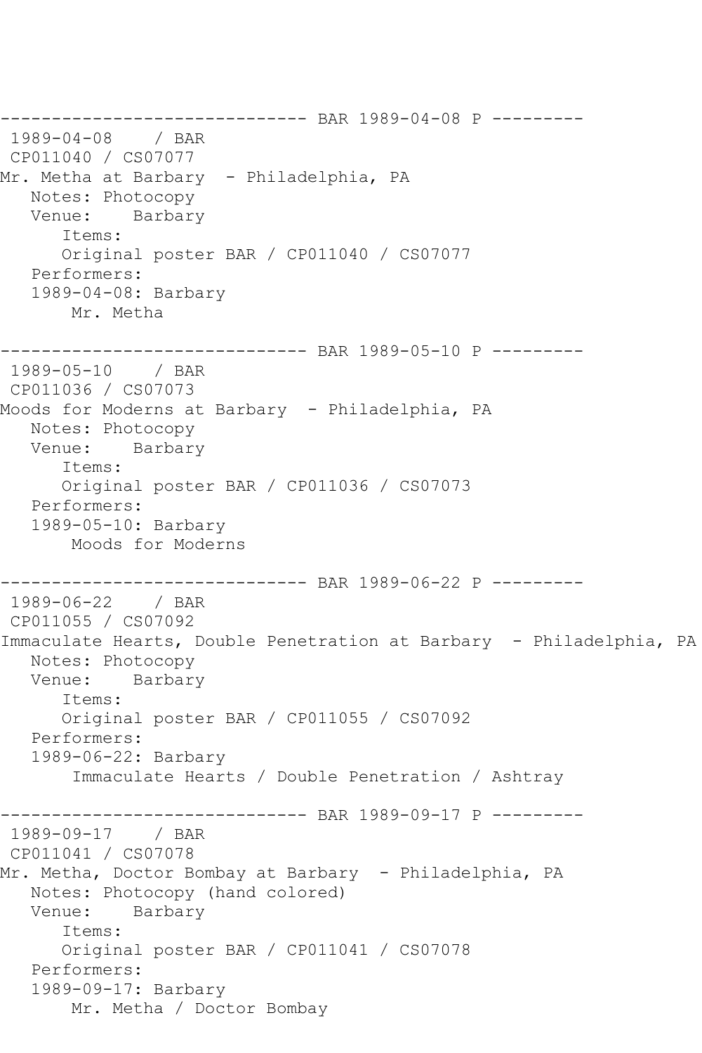------------------------------ BAR 1989-04-08 P ---------
1989-04-08 / BAR
CP011040 / CS07077
Mr. Metha at Barbary - Philadelphia, PA
Notes: Photocopy
Venue: Barbary
Items:
Original poster BAR / CP011040 / CS07077
Performers:
1989-04-08: Barbary
Mr. Metha

------------------------------ BAR 1989-05-10 P ---------
1989-05-10 / BAR
CP011036 / CS07073
Moods for Moderns at Barbary - Philadelphia, PA
Notes: Photocopy
Venue: Barbary
Items:
Original poster BAR / CP011036 / CS07073
Performers:
1989-05-10: Barbary
Moods for Moderns

------------------------------ BAR 1989-06-22 P ---------
1989-06-22 / BAR
CP011055 / CS07092
Immaculate Hearts, Double Penetration at Barbary - Philadelphia, PA
Notes: Photocopy
Venue: Barbary
Items:
Original poster BAR / CP011055 / CS07092
Performers:
1989-06-22: Barbary
Immaculate Hearts / Double Penetration / Ashtray

------------------------------ BAR 1989-09-17 P ---------
1989-09-17 / BAR
CP011041 / CS07078
Mr. Metha, Doctor Bombay at Barbary - Philadelphia, PA
Notes: Photocopy (hand colored)
Venue: Barbary
Items:
Original poster BAR / CP011041 / CS07078
Performers:
1989-09-17: Barbary
Mr. Metha / Doctor Bombay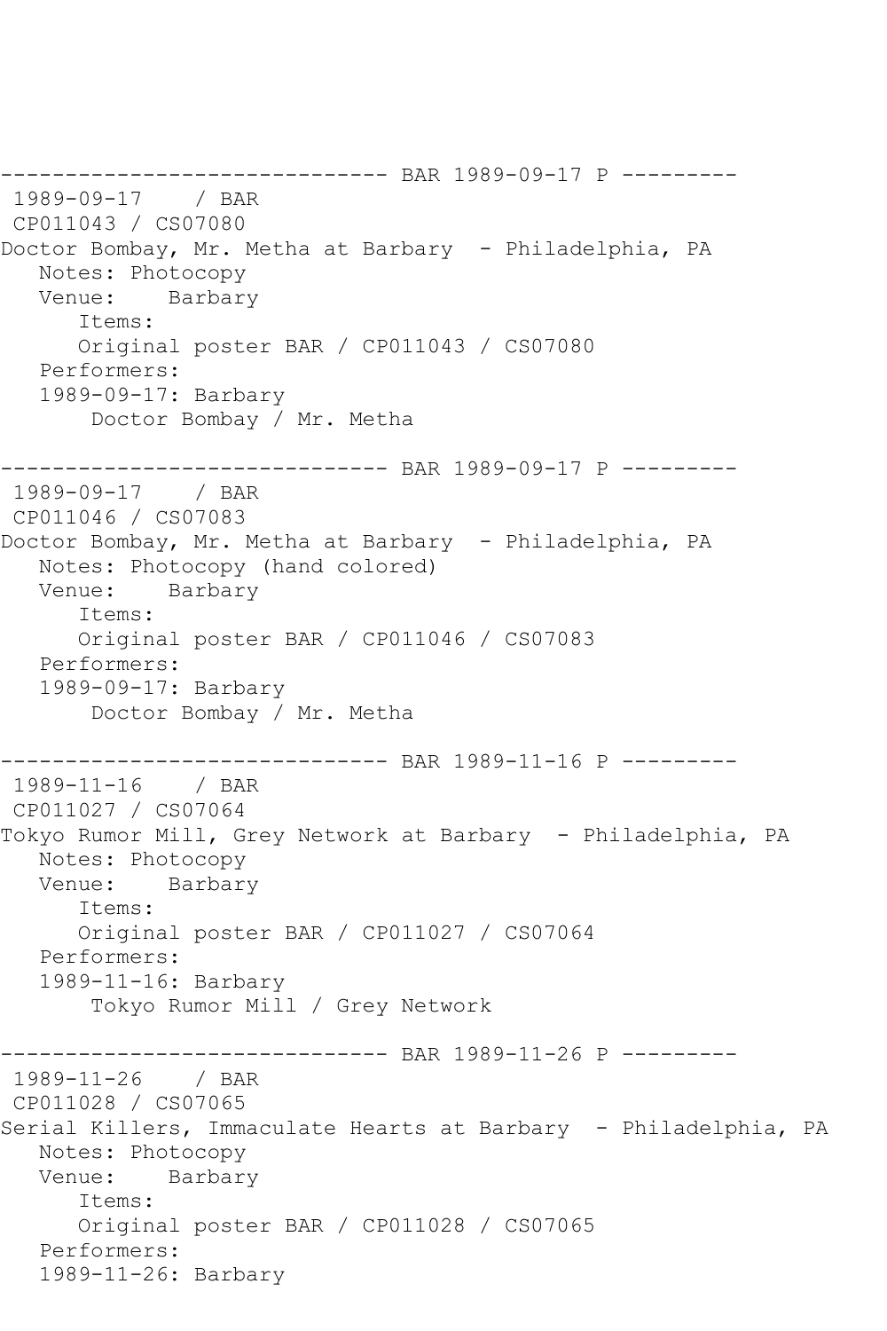```
------------------------------ BAR 1989-09-17 P ---------
 1989-09-17    / BAR
 CP011043 / CS07080
Doctor Bombay, Mr. Metha at Barbary  - Philadelphia, PA
   Notes: Photocopy
   Venue:    Barbary
      Items:
      Original poster BAR / CP011043 / CS07080
   Performers:
   1989-09-17: Barbary
       Doctor Bombay / Mr. Metha

------------------------------ BAR 1989-09-17 P ---------
 1989-09-17    / BAR
 CP011046 / CS07083
Doctor Bombay, Mr. Metha at Barbary  - Philadelphia, PA
   Notes: Photocopy (hand colored)
   Venue:    Barbary
      Items:
      Original poster BAR / CP011046 / CS07083
   Performers:
   1989-09-17: Barbary
       Doctor Bombay / Mr. Metha

------------------------------ BAR 1989-11-16 P ---------
 1989-11-16    / BAR
 CP011027 / CS07064
Tokyo Rumor Mill, Grey Network at Barbary  - Philadelphia, PA
   Notes: Photocopy
   Venue:    Barbary
      Items:
      Original poster BAR / CP011027 / CS07064
   Performers:
   1989-11-16: Barbary
       Tokyo Rumor Mill / Grey Network

------------------------------ BAR 1989-11-26 P ---------
 1989-11-26    / BAR
 CP011028 / CS07065
Serial Killers, Immaculate Hearts at Barbary  - Philadelphia, PA
   Notes: Photocopy
   Venue:    Barbary
      Items:
      Original poster BAR / CP011028 / CS07065
   Performers:
   1989-11-26: Barbary
```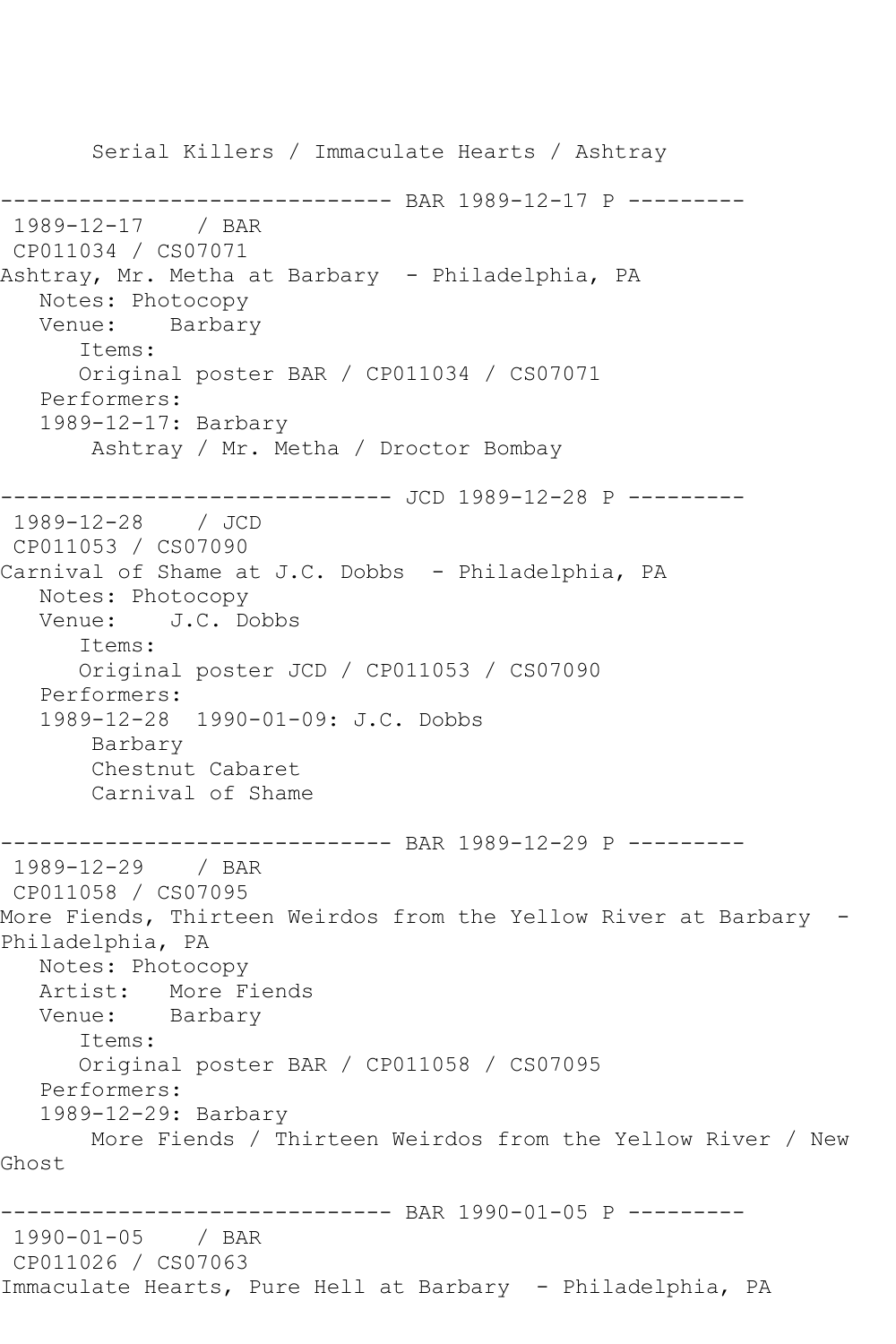Serial Killers / Immaculate Hearts / Ashtray

------------------------------ BAR 1989-12-17 P ---------
1989-12-17 / BAR
CP011034 / CS07071
Ashtray, Mr. Metha at Barbary - Philadelphia, PA
Notes: Photocopy
Venue: Barbary
Items:
Original poster BAR / CP011034 / CS07071
Performers:
1989-12-17: Barbary
Ashtray / Mr. Metha / Droctor Bombay

------------------------------ JCD 1989-12-28 P ---------
1989-12-28 / JCD
CP011053 / CS07090
Carnival of Shame at J.C. Dobbs - Philadelphia, PA
Notes: Photocopy
Venue: J.C. Dobbs
Items:
Original poster JCD / CP011053 / CS07090
Performers:
1989-12-28 1990-01-09: J.C. Dobbs
Barbary
Chestnut Cabaret
Carnival of Shame

------------------------------ BAR 1989-12-29 P ---------
1989-12-29 / BAR
CP011058 / CS07095
More Fiends, Thirteen Weirdos from the Yellow River at Barbary - Philadelphia, PA
Notes: Photocopy
Artist: More Fiends
Venue: Barbary
Items:
Original poster BAR / CP011058 / CS07095
Performers:
1989-12-29: Barbary
More Fiends / Thirteen Weirdos from the Yellow River / New Ghost

------------------------------ BAR 1990-01-05 P ---------
1990-01-05 / BAR
CP011026 / CS07063
Immaculate Hearts, Pure Hell at Barbary - Philadelphia, PA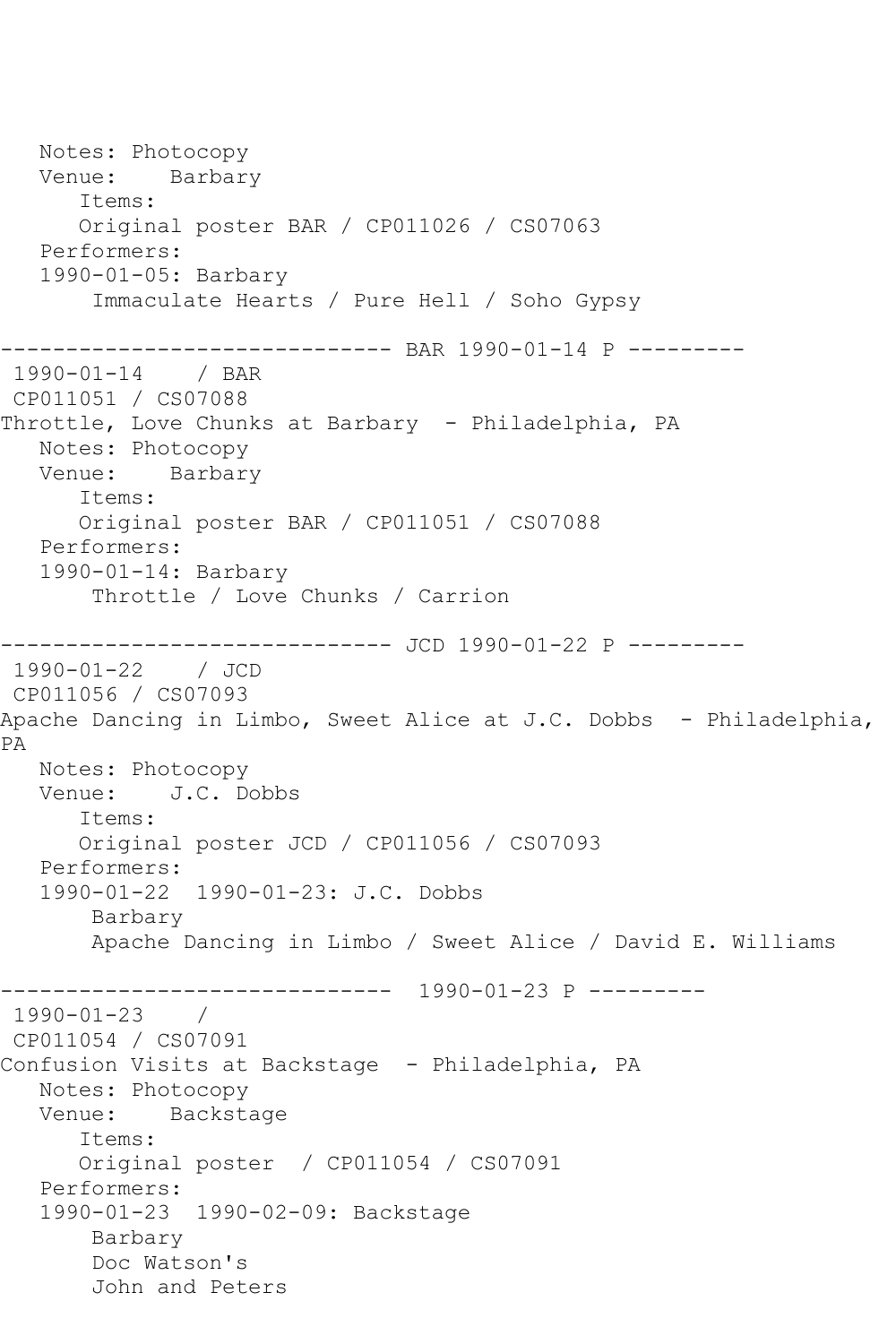```
   Notes: Photocopy
   Venue:    Barbary
      Items:
      Original poster BAR / CP011026 / CS07063
   Performers:
   1990-01-05: Barbary
       Immaculate Hearts / Pure Hell / Soho Gypsy

------------------------------ BAR 1990-01-14 P ---------
 1990-01-14    / BAR
 CP011051 / CS07088
Throttle, Love Chunks at Barbary  - Philadelphia, PA
   Notes: Photocopy
   Venue:    Barbary
      Items:
      Original poster BAR / CP011051 / CS07088
   Performers:
   1990-01-14: Barbary
       Throttle / Love Chunks / Carrion

------------------------------ JCD 1990-01-22 P ---------
 1990-01-22    / JCD
 CP011056 / CS07093
Apache Dancing in Limbo, Sweet Alice at J.C. Dobbs  - Philadelphia, 
PA
   Notes: Photocopy
   Venue:    J.C. Dobbs
      Items:
      Original poster JCD / CP011056 / CS07093
   Performers:
   1990-01-22  1990-01-23: J.C. Dobbs
       Barbary
       Apache Dancing in Limbo / Sweet Alice / David E. Williams

------------------------------  1990-01-23 P ---------
 1990-01-23    / 
 CP011054 / CS07091
Confusion Visits at Backstage  - Philadelphia, PA
   Notes: Photocopy
   Venue:    Backstage
      Items:
      Original poster  / CP011054 / CS07091
   Performers:
   1990-01-23  1990-02-09: Backstage
       Barbary
       Doc Watson's
       John and Peters
```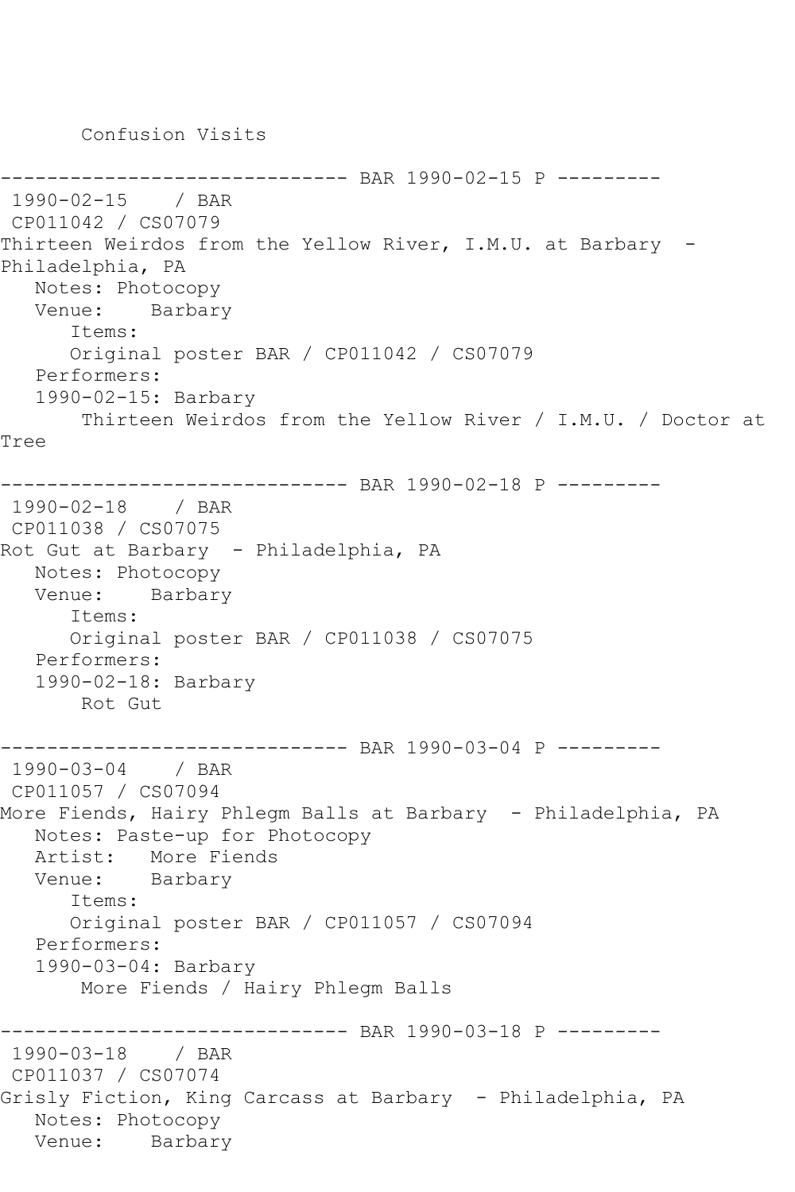Confusion Visits

------------------------------ BAR 1990-02-15 P ---------

1990-02-15 / BAR
CP011042 / CS07079
Thirteen Weirdos from the Yellow River, I.M.U. at Barbary - Philadelphia, PA
Notes: Photocopy
Venue: Barbary
Items:
Original poster BAR / CP011042 / CS07079
Performers:
1990-02-15: Barbary
Thirteen Weirdos from the Yellow River / I.M.U. / Doctor at Tree

------------------------------ BAR 1990-02-18 P ---------

1990-02-18 / BAR
CP011038 / CS07075
Rot Gut at Barbary - Philadelphia, PA
Notes: Photocopy
Venue: Barbary
Items:
Original poster BAR / CP011038 / CS07075
Performers:
1990-02-18: Barbary
Rot Gut

------------------------------ BAR 1990-03-04 P ---------

1990-03-04 / BAR
CP011057 / CS07094
More Fiends, Hairy Phlegm Balls at Barbary - Philadelphia, PA
Notes: Paste-up for Photocopy
Artist: More Fiends
Venue: Barbary
Items:
Original poster BAR / CP011057 / CS07094
Performers:
1990-03-04: Barbary
More Fiends / Hairy Phlegm Balls

------------------------------ BAR 1990-03-18 P ---------

1990-03-18 / BAR
CP011037 / CS07074
Grisly Fiction, King Carcass at Barbary - Philadelphia, PA
Notes: Photocopy
Venue: Barbary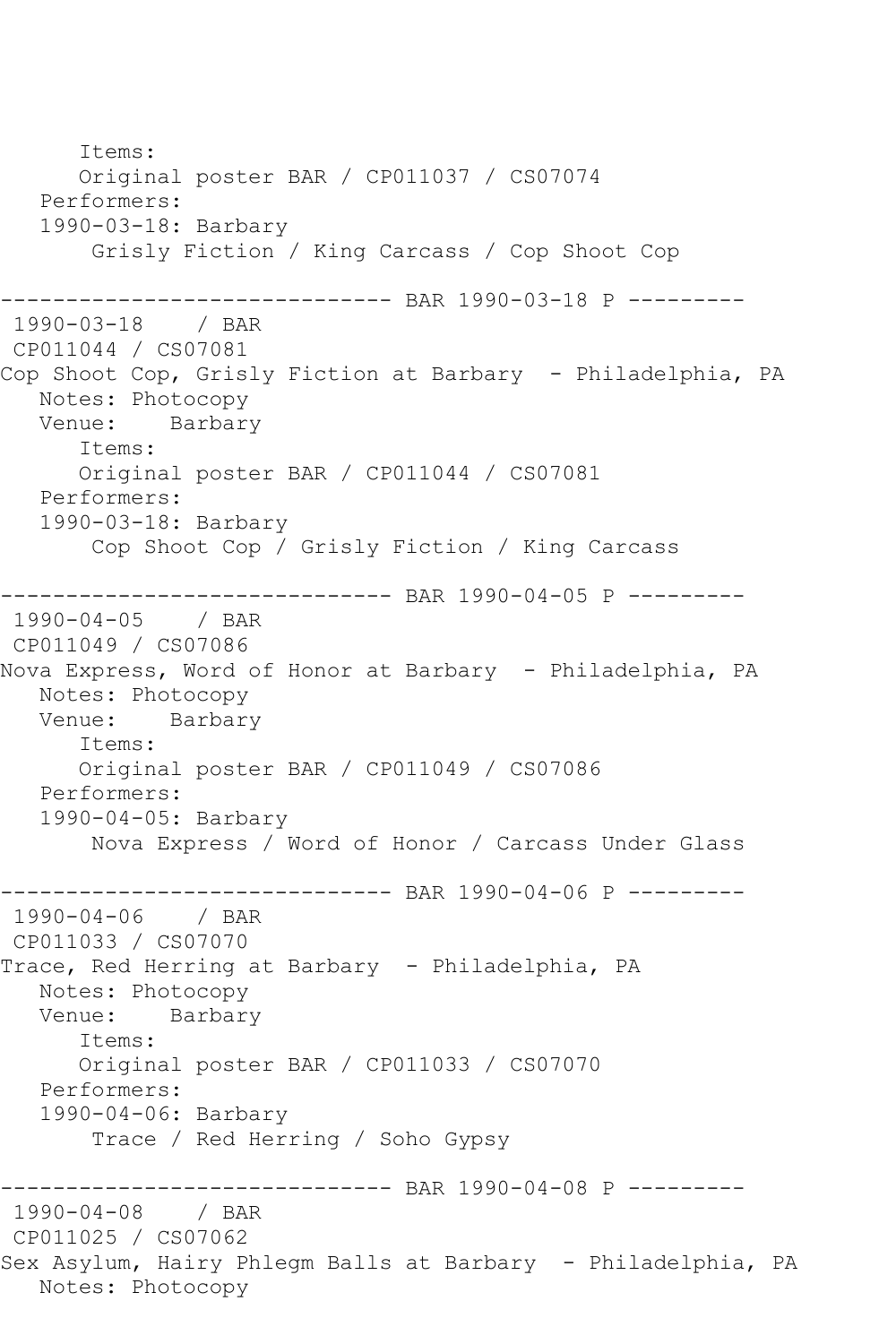```
      Items:
      Original poster BAR / CP011037 / CS07074
   Performers:
   1990-03-18: Barbary
       Grisly Fiction / King Carcass / Cop Shoot Cop

------------------------------ BAR 1990-03-18 P ---------
 1990-03-18    / BAR
 CP011044 / CS07081
Cop Shoot Cop, Grisly Fiction at Barbary  - Philadelphia, PA
   Notes: Photocopy
   Venue:    Barbary
      Items:
      Original poster BAR / CP011044 / CS07081
   Performers:
   1990-03-18: Barbary
       Cop Shoot Cop / Grisly Fiction / King Carcass

------------------------------ BAR 1990-04-05 P ---------
 1990-04-05    / BAR
 CP011049 / CS07086
Nova Express, Word of Honor at Barbary  - Philadelphia, PA
   Notes: Photocopy
   Venue:    Barbary
      Items:
      Original poster BAR / CP011049 / CS07086
   Performers:
   1990-04-05: Barbary
       Nova Express / Word of Honor / Carcass Under Glass

------------------------------ BAR 1990-04-06 P ---------
 1990-04-06    / BAR
 CP011033 / CS07070
Trace, Red Herring at Barbary  - Philadelphia, PA
   Notes: Photocopy
   Venue:    Barbary
      Items:
      Original poster BAR / CP011033 / CS07070
   Performers:
   1990-04-06: Barbary
       Trace / Red Herring / Soho Gypsy

------------------------------ BAR 1990-04-08 P ---------
 1990-04-08    / BAR
 CP011025 / CS07062
Sex Asylum, Hairy Phlegm Balls at Barbary  - Philadelphia, PA
   Notes: Photocopy
```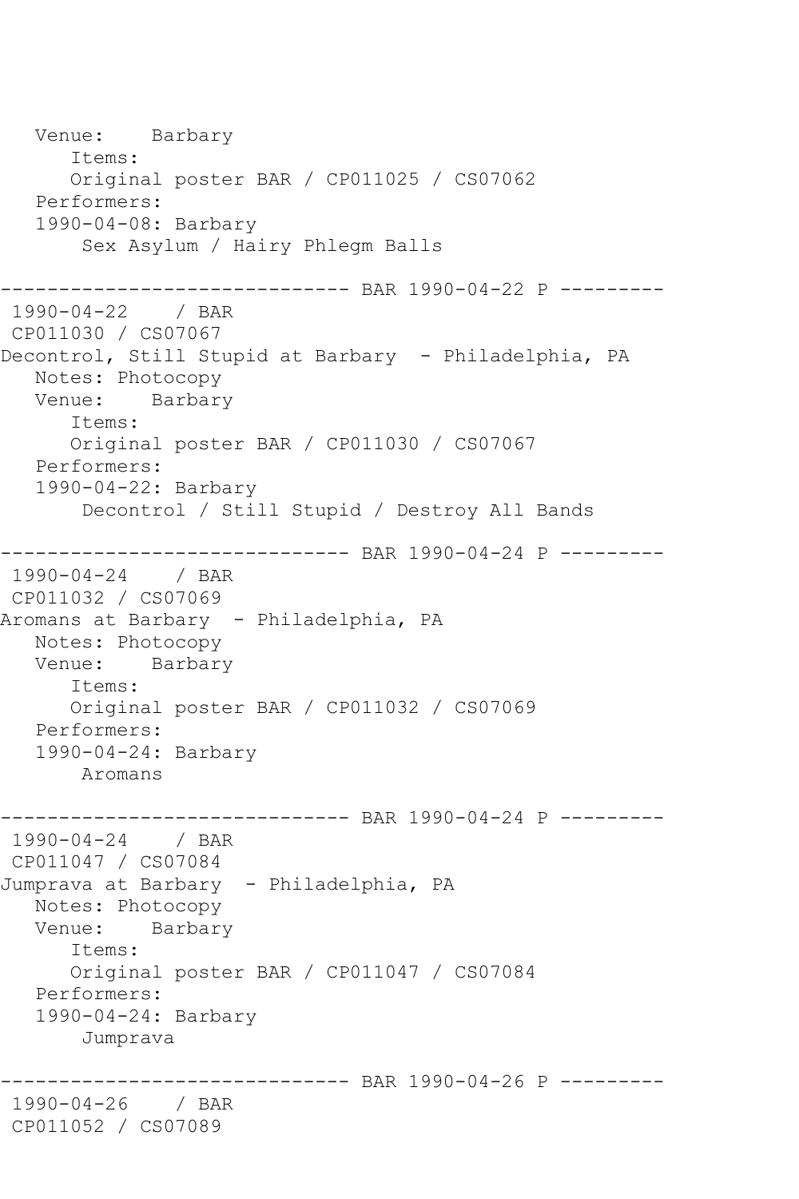Venue:    Barbary
      Items:
      Original poster BAR / CP011025 / CS07062
   Performers:
   1990-04-08: Barbary
       Sex Asylum / Hairy Phlegm Balls

------------------------------ BAR 1990-04-22 P ---------
1990-04-22    / BAR
CP011030 / CS07067
Decontrol, Still Stupid at Barbary  - Philadelphia, PA
   Notes: Photocopy
   Venue:    Barbary
      Items:
      Original poster BAR / CP011030 / CS07067
   Performers:
   1990-04-22: Barbary
       Decontrol / Still Stupid / Destroy All Bands

------------------------------ BAR 1990-04-24 P ---------
1990-04-24    / BAR
CP011032 / CS07069
Aromans at Barbary  - Philadelphia, PA
   Notes: Photocopy
   Venue:    Barbary
      Items:
      Original poster BAR / CP011032 / CS07069
   Performers:
   1990-04-24: Barbary
       Aromans

------------------------------ BAR 1990-04-24 P ---------
1990-04-24    / BAR
CP011047 / CS07084
Jumprava at Barbary  - Philadelphia, PA
   Notes: Photocopy
   Venue:    Barbary
      Items:
      Original poster BAR / CP011047 / CS07084
   Performers:
   1990-04-24: Barbary
       Jumprava

------------------------------ BAR 1990-04-26 P ---------
1990-04-26    / BAR
CP011052 / CS07089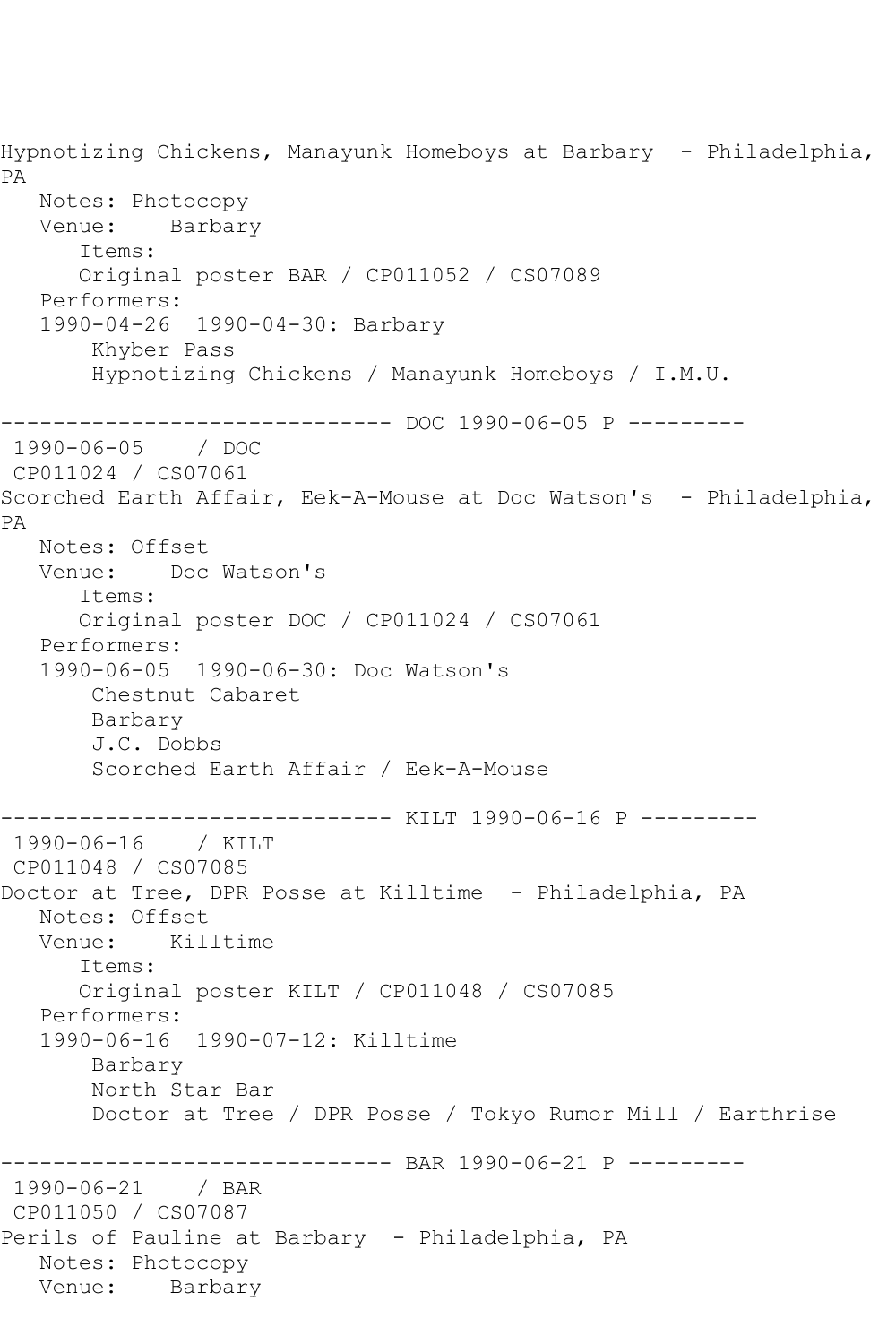```
Hypnotizing Chickens, Manayunk Homeboys at Barbary  - Philadelphia, 
PA
   Notes: Photocopy
   Venue:    Barbary
      Items:
      Original poster BAR / CP011052 / CS07089
   Performers:
   1990-04-26  1990-04-30: Barbary
       Khyber Pass
       Hypnotizing Chickens / Manayunk Homeboys / I.M.U.

------------------------------ DOC 1990-06-05 P ---------
 1990-06-05    / DOC
 CP011024 / CS07061
Scorched Earth Affair, Eek-A-Mouse at Doc Watson's  - Philadelphia, 
PA
   Notes: Offset
   Venue:    Doc Watson's
      Items:
      Original poster DOC / CP011024 / CS07061
   Performers:
   1990-06-05  1990-06-30: Doc Watson's
       Chestnut Cabaret
       Barbary
       J.C. Dobbs
       Scorched Earth Affair / Eek-A-Mouse

------------------------------ KILT 1990-06-16 P ---------
 1990-06-16    / KILT
 CP011048 / CS07085
Doctor at Tree, DPR Posse at Killtime  - Philadelphia, PA
   Notes: Offset
   Venue:    Killtime
      Items:
      Original poster KILT / CP011048 / CS07085
   Performers:
   1990-06-16  1990-07-12: Killtime
       Barbary
       North Star Bar
       Doctor at Tree / DPR Posse / Tokyo Rumor Mill / Earthrise

------------------------------ BAR 1990-06-21 P ---------
 1990-06-21    / BAR
 CP011050 / CS07087
Perils of Pauline at Barbary  - Philadelphia, PA
   Notes: Photocopy
   Venue:    Barbary
```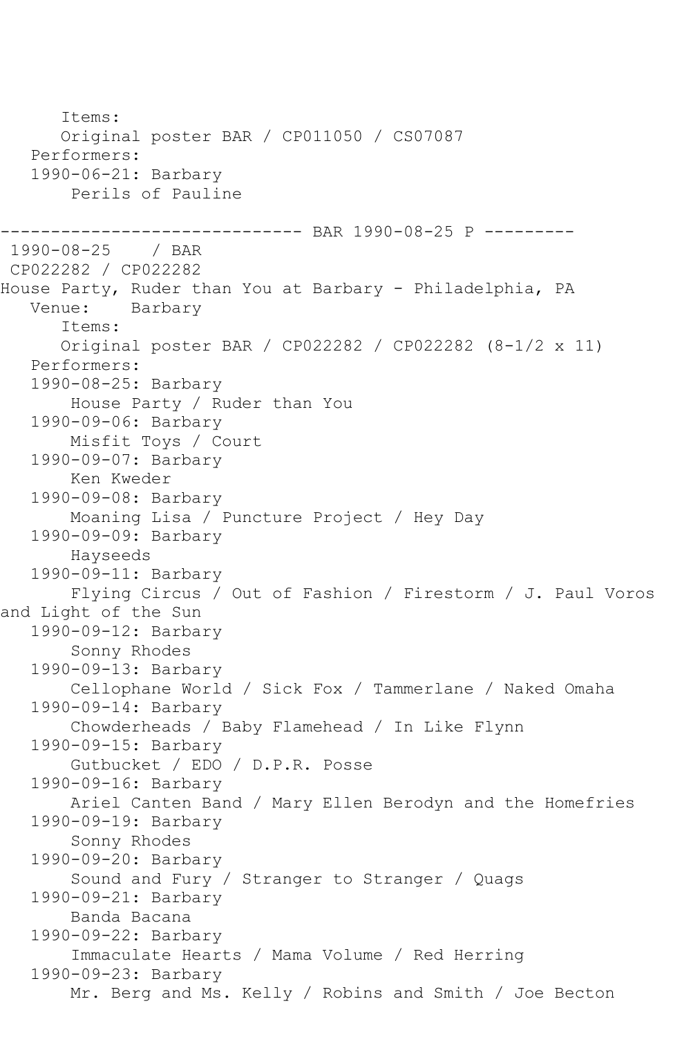Items:
Original poster BAR / CP011050 / CS07087
Performers:
1990-06-21: Barbary
Perils of Pauline

------------------------------ BAR 1990-08-25 P ---------

1990-08-25 / BAR
CP022282 / CP022282
House Party, Ruder than You at Barbary - Philadelphia, PA
Venue: Barbary
Items:
Original poster BAR / CP022282 / CP022282 (8-1/2 x 11)
Performers:
1990-08-25: Barbary
House Party / Ruder than You
1990-09-06: Barbary
Misfit Toys / Court
1990-09-07: Barbary
Ken Kweder
1990-09-08: Barbary
Moaning Lisa / Puncture Project / Hey Day
1990-09-09: Barbary
Hayseeds
1990-09-11: Barbary
Flying Circus / Out of Fashion / Firestorm / J. Paul Voros and Light of the Sun
1990-09-12: Barbary
Sonny Rhodes
1990-09-13: Barbary
Cellophane World / Sick Fox / Tammerlane / Naked Omaha
1990-09-14: Barbary
Chowderheads / Baby Flamehead / In Like Flynn
1990-09-15: Barbary
Gutbucket / EDO / D.P.R. Posse
1990-09-16: Barbary
Ariel Canten Band / Mary Ellen Berodyn and the Homefries
1990-09-19: Barbary
Sonny Rhodes
1990-09-20: Barbary
Sound and Fury / Stranger to Stranger / Quags
1990-09-21: Barbary
Banda Bacana
1990-09-22: Barbary
Immaculate Hearts / Mama Volume / Red Herring
1990-09-23: Barbary
Mr. Berg and Ms. Kelly / Robins and Smith / Joe Becton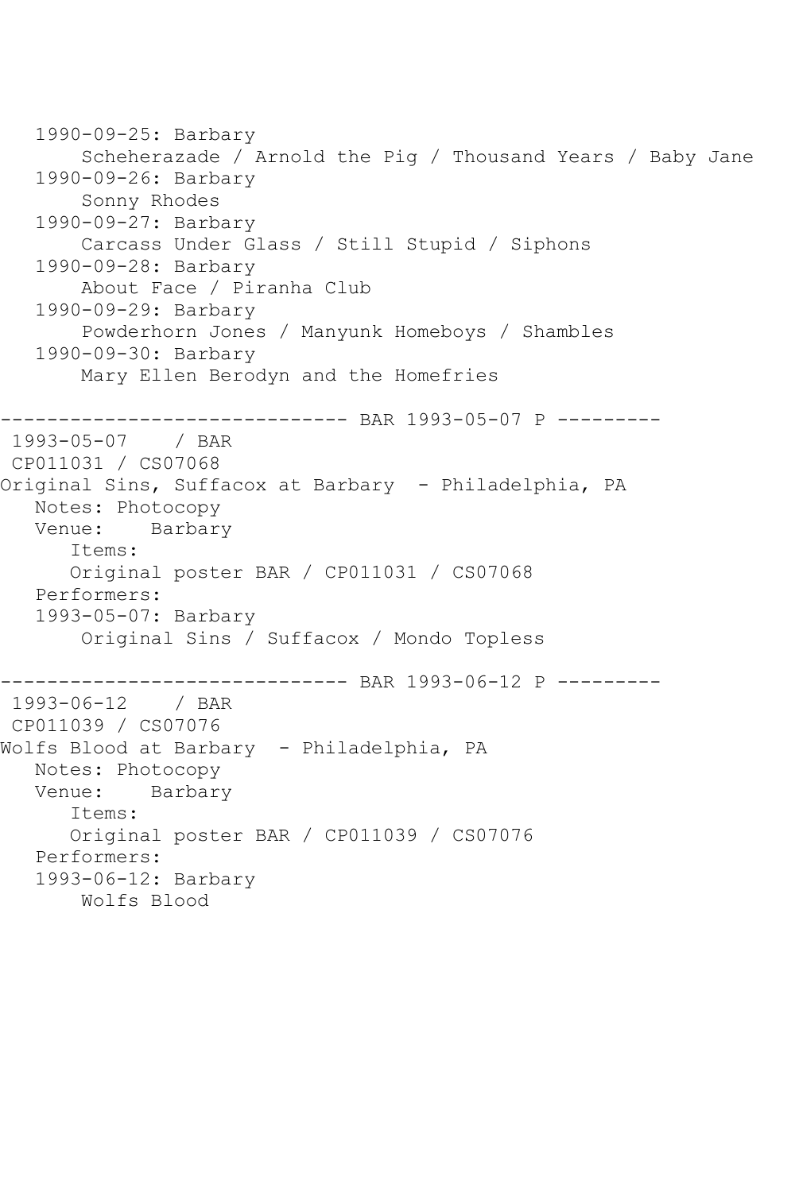```
   1990-09-25: Barbary
       Scheherazade / Arnold the Pig / Thousand Years / Baby Jane
   1990-09-26: Barbary
       Sonny Rhodes
   1990-09-27: Barbary
       Carcass Under Glass / Still Stupid / Siphons
   1990-09-28: Barbary
       About Face / Piranha Club
   1990-09-29: Barbary
       Powderhorn Jones / Manyunk Homeboys / Shambles
   1990-09-30: Barbary
       Mary Ellen Berodyn and the Homefries

------------------------------ BAR 1993-05-07 P ---------
 1993-05-07    / BAR
 CP011031 / CS07068
Original Sins, Suffacox at Barbary  - Philadelphia, PA
   Notes: Photocopy
   Venue:    Barbary
      Items:
      Original poster BAR / CP011031 / CS07068
   Performers:
   1993-05-07: Barbary
       Original Sins / Suffacox / Mondo Topless

------------------------------ BAR 1993-06-12 P ---------
 1993-06-12    / BAR
 CP011039 / CS07076
Wolfs Blood at Barbary  - Philadelphia, PA
   Notes: Photocopy
   Venue:    Barbary
      Items:
      Original poster BAR / CP011039 / CS07076
   Performers:
   1993-06-12: Barbary
       Wolfs Blood
```